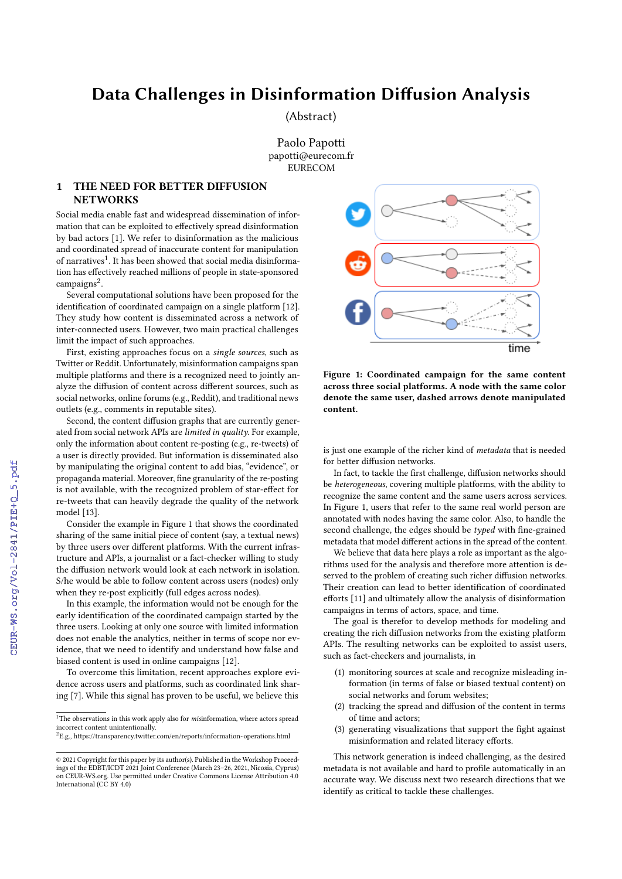# Data Challenges in Disinformation Diffusion Analysis

(Abstract)

Paolo Papotti
papotti@eurecom.fr
EURECOM

## 1 THE NEED FOR BETTER DIFFUSION NETWORKS

Social media enable fast and widespread dissemination of information that can be exploited to effectively spread disinformation by bad actors [1]. We refer to disinformation as the malicious and coordinated spread of inaccurate content for manipulation of narratives[1]. It has been showed that social media disinformation has effectively reached millions of people in state-sponsored campaigns[2].

Several computational solutions have been proposed for the identification of coordinated campaign on a single platform [12]. They study how content is disseminated across a network of inter-connected users. However, two main practical challenges limit the impact of such approaches.

First, existing approaches focus on a *single sources*, such as Twitter or Reddit. Unfortunately, misinformation campaigns span multiple platforms and there is a recognized need to jointly analyze the diffusion of content across different sources, such as social networks, online forums (e.g., Reddit), and traditional news outlets (e.g., comments in reputable sites).

Second, the content diffusion graphs that are currently generated from social network APIs are *limited in quality*. For example, only the information about content re-posting (e.g., re-tweets) of a user is directly provided. But information is disseminated also by manipulating the original content to add bias, "evidence", or propaganda material. Moreover, fine granularity of the re-posting is not available, with the recognized problem of star-effect for re-tweets that can heavily degrade the quality of the network model [13].

Consider the example in Figure 1 that shows the coordinated sharing of the same initial piece of content (say, a textual news) by three users over different platforms. With the current infrastructure and APIs, a journalist or a fact-checker willing to study the diffusion network would look at each network in isolation. S/he would be able to follow content across users (nodes) only when they re-post explicitly (full edges across nodes).

In this example, the information would not be enough for the early identification of the coordinated campaign started by the three users. Looking at only one source with limited information does not enable the analytics, neither in terms of scope nor evidence, that we need to identify and understand how false and biased content is used in online campaigns [12].

To overcome this limitation, recent approaches explore evidence across users and platforms, such as coordinated link sharing [7]. While this signal has proven to be useful, we believe this is just one example of the richer kind of *metadata* that is needed for better diffusion networks.

**Figure 1: Coordinated campaign for the same content across three social platforms. A node with the same color denote the same user, dashed arrows denote manipulated content.**

In fact, to tackle the first challenge, diffusion networks should be *heterogeneous*, covering multiple platforms, with the ability to recognize the same content and the same users across services. In Figure 1, users that refer to the same real world person are annotated with nodes having the same color. Also, to handle the second challenge, the edges should be *typed* with fine-grained metadata that model different actions in the spread of the content.

We believe that data here plays a role as important as the algorithms used for the analysis and therefore more attention is deserved to the problem of creating such richer diffusion networks. Their creation can lead to better identification of coordinated efforts [11] and ultimately allow the analysis of disinformation campaigns in terms of actors, space, and time.

The goal is therefor to develop methods for modeling and creating the rich diffusion networks from the existing platform APIs. The resulting networks can be exploited to assist users, such as fact-checkers and journalists, in

1. monitoring sources at scale and recognize misleading information (in terms of false or biased textual content) on social networks and forum websites;
2. tracking the spread and diffusion of the content in terms of time and actors;
3. generating visualizations that support the fight against misinformation and related literacy efforts.

This network generation is indeed challenging, as the desired metadata is not available and hard to profile automatically in an accurate way. We discuss next two research directions that we identify as critical to tackle these challenges.

---

[1] The observations in this work apply also for *mis*information, where actors spread incorrect content unintentionally.
[2] E.g., https://transparency.twitter.com/en/reports/information-operations.html

© 2021 Copyright for this paper by its author(s). Published in the Workshop Proceedings of the EDBT/ICDT 2021 Joint Conference (March 23–26, 2021, Nicosia, Cyprus) on CEUR-WS.org. Use permitted under Creative Commons License Attribution 4.0 International (CC BY 4.0)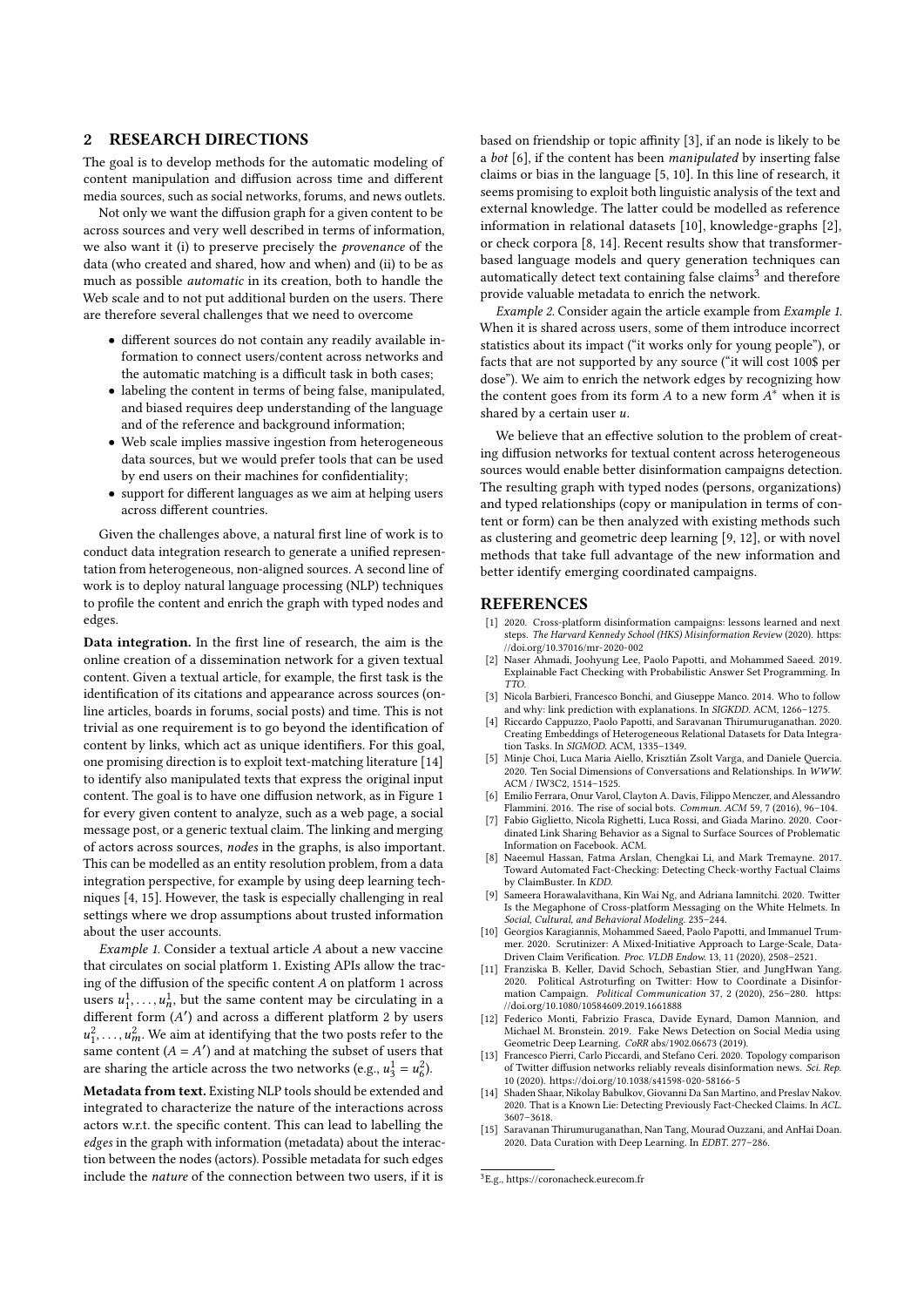## 2 RESEARCH DIRECTIONS

The goal is to develop methods for the automatic modeling of content manipulation and diffusion across time and different media sources, such as social networks, forums, and news outlets.

Not only we want the diffusion graph for a given content to be across sources and very well described in terms of information, we also want it (i) to preserve precisely the *provenance* of the data (who created and shared, how and when) and (ii) to be as much as possible *automatic* in its creation, both to handle the Web scale and to not put additional burden on the users. There are therefore several challenges that we need to overcome

- different sources do not contain any readily available information to connect users/content across networks and the automatic matching is a difficult task in both cases;
- labeling the content in terms of being false, manipulated, and biased requires deep understanding of the language and of the reference and background information;
- Web scale implies massive ingestion from heterogeneous data sources, but we would prefer tools that can be used by end users on their machines for confidentiality;
- support for different languages as we aim at helping users across different countries.

Given the challenges above, a natural first line of work is to conduct data integration research to generate a unified representation from heterogeneous, non-aligned sources. A second line of work is to deploy natural language processing (NLP) techniques to profile the content and enrich the graph with typed nodes and edges.

**Data integration.** In the first line of research, the aim is the online creation of a dissemination network for a given textual content. Given a textual article, for example, the first task is the identification of its citations and appearance across sources (online articles, boards in forums, social posts) and time. This is not trivial as one requirement is to go beyond the identification of content by links, which act as unique identifiers. For this goal, one promising direction is to exploit text-matching literature [14] to identify also manipulated texts that express the original input content. The goal is to have one diffusion network, as in Figure 1 for every given content to analyze, such as a web page, a social message post, or a generic textual claim. The linking and merging of actors across sources, *nodes* in the graphs, is also important. This can be modelled as an entity resolution problem, from a data integration perspective, for example by using deep learning techniques [4, 15]. However, the task is especially challenging in real settings where we drop assumptions about trusted information about the user accounts.

*Example 1.* Consider a textual article $A$ about a new vaccine that circulates on social platform 1. Existing APIs allow the tracing of the diffusion of the specific content $A$ on platform 1 across users $u_1^1, \ldots, u_n^1$, but the same content may be circulating in a different form ($A'$) and across a different platform 2 by users $u_1^2, \ldots, u_m^2$. We aim at identifying that the two posts refer to the same content ($A = A'$) and at matching the subset of users that are sharing the article across the two networks (e.g., $u_3^1 = u_6^2$).

**Metadata from text.** Existing NLP tools should be extended and integrated to characterize the nature of the interactions across actors w.r.t. the specific content. This can lead to labelling the *edges* in the graph with information (metadata) about the interaction between the nodes (actors). Possible metadata for such edges include the *nature* of the connection between two users, if it is based on friendship or topic affinity [3], if an node is likely to be a *bot* [6], if the content has been *manipulated* by inserting false claims or bias in the language [5, 10]. In this line of research, it seems promising to exploit both linguistic analysis of the text and external knowledge. The latter could be modelled as reference information in relational datasets [10], knowledge-graphs [2], or check corpora [8, 14]. Recent results show that transformer-based language models and query generation techniques can automatically detect text containing false claims[3] and therefore provide valuable metadata to enrich the network.

*Example 2.* Consider again the article example from *Example 1*. When it is shared across users, some of them introduce incorrect statistics about its impact ("it works only for young people"), or facts that are not supported by any source ("it will cost 100$ per dose"). We aim to enrich the network edges by recognizing how the content goes from its form $A$ to a new form $A^*$ when it is shared by a certain user $u$.

We believe that an effective solution to the problem of creating diffusion networks for textual content across heterogeneous sources would enable better disinformation campaigns detection. The resulting graph with typed nodes (persons, organizations) and typed relationships (copy or manipulation in terms of content or form) can be then analyzed with existing methods such as clustering and geometric deep learning [9, 12], or with novel methods that take full advantage of the new information and better identify emerging coordinated campaigns.

## REFERENCES

[1] 2020. Cross-platform disinformation campaigns: lessons learned and next steps. *The Harvard Kennedy School (HKS) Misinformation Review* (2020). https://doi.org/10.37016/mr-2020-002

[2] Naser Ahmadi, Joohyung Lee, Paolo Papotti, and Mohammed Saeed. 2019. Explainable Fact Checking with Probabilistic Answer Set Programming. In *TTO*.

[3] Nicola Barbieri, Francesco Bonchi, and Giuseppe Manco. 2014. Who to follow and why: link prediction with explanations. In *SIGKDD*. ACM, 1266–1275.

[4] Riccardo Cappuzzo, Paolo Papotti, and Saravanan Thirumuruganathan. 2020. Creating Embeddings of Heterogeneous Relational Datasets for Data Integration Tasks. In *SIGMOD*. ACM, 1335–1349.

[5] Minje Choi, Luca Maria Aiello, Krisztián Zsolt Varga, and Daniele Quercia. 2020. Ten Social Dimensions of Conversations and Relationships. In *WWW*. ACM / IW3C2, 1514–1525.

[6] Emilio Ferrara, Onur Varol, Clayton A. Davis, Filippo Menczer, and Alessandro Flammini. 2016. The rise of social bots. *Commun. ACM* 59, 7 (2016), 96–104.

[7] Fabio Giglietto, Nicola Righetti, Luca Rossi, and Giada Marino. 2020. Coordinated Link Sharing Behavior as a Signal to Surface Sources of Problematic Information on Facebook. ACM.

[8] Naeemul Hassan, Fatma Arslan, Chengkai Li, and Mark Tremayne. 2017. Toward Automated Fact-Checking: Detecting Check-worthy Factual Claims by ClaimBuster. In *KDD*.

[9] Sameera Horawalavithana, Kin Wai Ng, and Adriana Iamnitchi. 2020. Twitter Is the Megaphone of Cross-platform Messaging on the White Helmets. In *Social, Cultural, and Behavioral Modeling*. 235–244.

[10] Georgios Karagiannis, Mohammed Saeed, Paolo Papotti, and Immanuel Trummer. 2020. Scrutinizer: A Mixed-Initiative Approach to Large-Scale, Data-Driven Claim Verification. *Proc. VLDB Endow.* 13, 11 (2020), 2508–2521.

[11] Franziska B. Keller, David Schoch, Sebastian Stier, and JungHwan Yang. 2020. Political Astroturfing on Twitter: How to Coordinate a Disinformation Campaign. *Political Communication* 37, 2 (2020), 256–280. https://doi.org/10.1080/10584609.2019.1661888

[12] Federico Monti, Fabrizio Frasca, Davide Eynard, Damon Mannion, and Michael M. Bronstein. 2019. Fake News Detection on Social Media using Geometric Deep Learning. *CoRR* abs/1902.06673 (2019).

[13] Francesco Pierri, Carlo Piccardi, and Stefano Ceri. 2020. Topology comparison of Twitter diffusion networks reliably reveals disinformation news. *Sci. Rep.* 10 (2020). https://doi.org/10.1038/s41598-020-58166-5

[14] Shaden Shaar, Nikolay Babulkov, Giovanni Da San Martino, and Preslav Nakov. 2020. That is a Known Lie: Detecting Previously Fact-Checked Claims. In *ACL*. 3607–3618.

[15] Saravanan Thirumuruganathan, Nan Tang, Mourad Ouzzani, and AnHai Doan. 2020. Data Curation with Deep Learning. In *EDBT*. 277–286.

[3] E.g., https://coronacheck.eurecom.fr